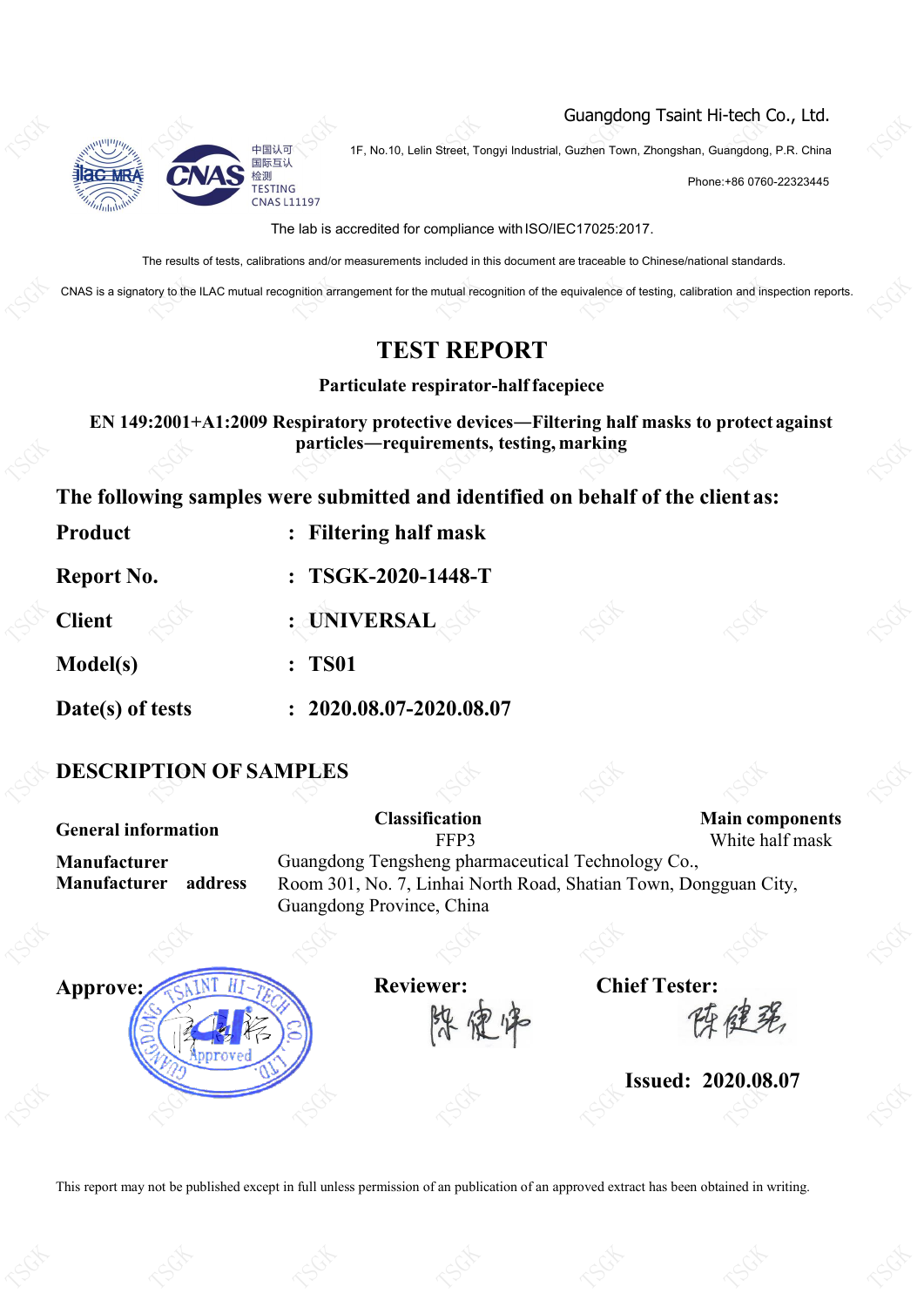Guangdong Tsaint Hi-tech Co., Ltd.

中国认可
国际互认
检测
TESTING
CNAS L11197

1F, No.10, Lelin Street, Tongyi Industrial, Guzhen Town, Zhongshan, Guangdong, P.R. China

Phone:+86 0760-22323445

The lab is accredited for compliance with ISO/IEC17025:2017.

The results of tests, calibrations and/or measurements included in this document are traceable to Chinese/national standards.

CNAS is a signatory to the ILAC mutual recognition arrangement for the mutual recognition of the equivalence of testing, calibration and inspection reports.

# TEST REPORT

**Particulate respirator-half facepiece**

**EN 149:2001+A1:2009 Respiratory protective devices—Filtering half masks to protect against particles—requirements, testing, marking**

## The following samples were submitted and identified on behalf of the client as:

| | | |
|---|---|---|
| **Product** | : | **Filtering half mask** |
| **Report No.** | : | **TSGK-2020-1448-T** |
| **Client** | : | **UNIVERSAL** |
| **Model(s)** | : | **TS01** |
| **Date(s) of tests** | : | **2020.08.07-2020.08.07** |

## DESCRIPTION OF SAMPLES

| **General information** | **Classification** | **Main components** |
|---|---|---|
| | FFP3 | White half mask |

**Manufacturer** Guangdong Tengsheng pharmaceutical Technology Co.,

**Manufacturer address** Room 301, No. 7, Linhai North Road, Shatian Town, Dongguan City, Guangdong Province, China

**Approve:**

**Reviewer:**

**Chief Tester:**

**Issued: 2020.08.07**

This report may not be published except in full unless permission of an publication of an approved extract has been obtained in writing.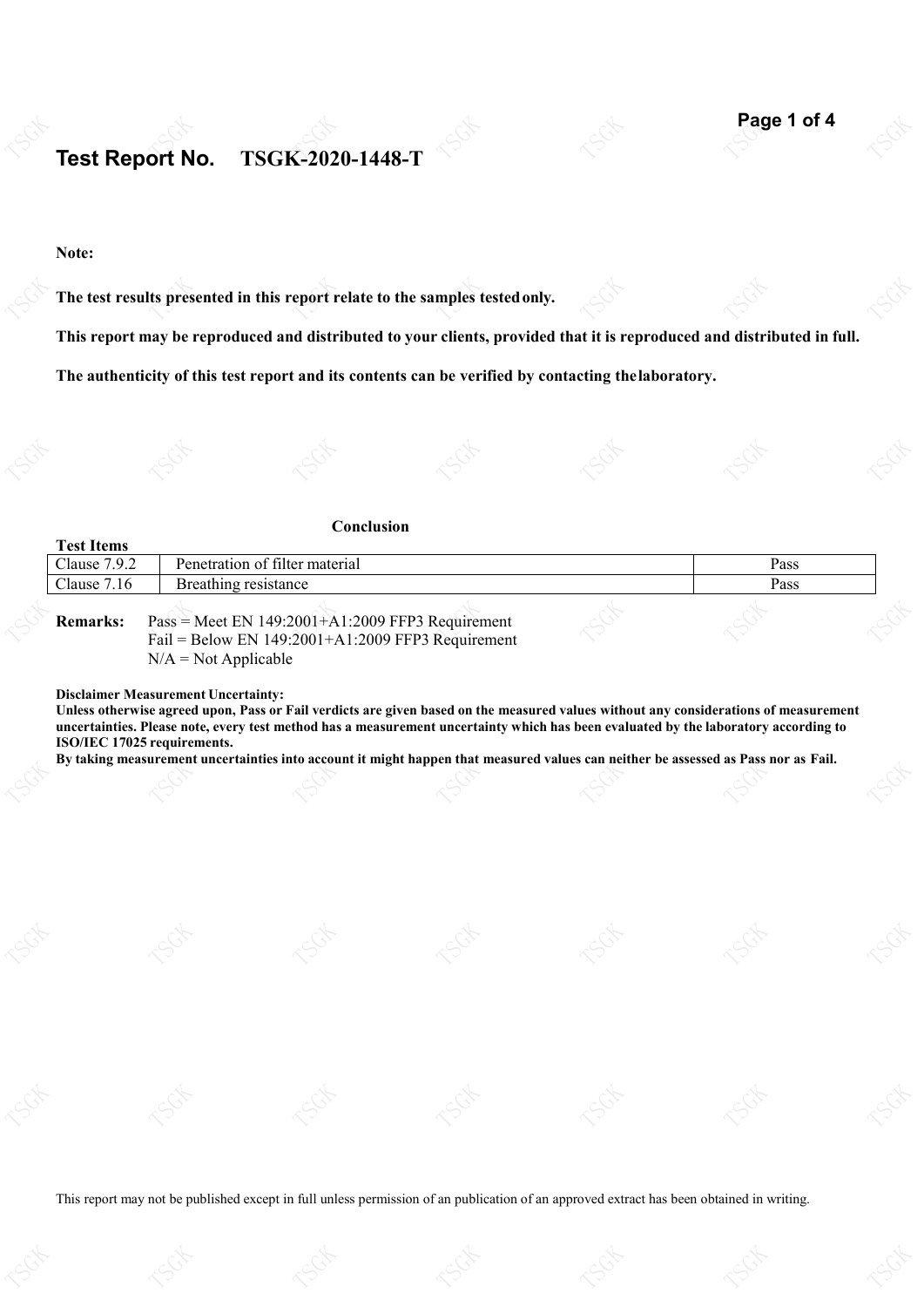## Test Report No. TSGK-2020-1448-T

**Note:**

**The test results presented in this report relate to the samples tested only.**

**This report may be reproduced and distributed to your clients, provided that it is reproduced and distributed in full.**

**The authenticity of this test report and its contents can be verified by contacting the laboratory.**

**Conclusion**

| Test Items | | |
|---|---|---|
| Clause 7.9.2 | Penetration of filter material | Pass |
| Clause 7.16 | Breathing resistance | Pass |

**Remarks:** Pass = Meet EN 149:2001+A1:2009 FFP3 Requirement
Fail = Below EN 149:2001+A1:2009 FFP3 Requirement
N/A = Not Applicable

**Disclaimer Measurement Uncertainty:**
**Unless otherwise agreed upon, Pass or Fail verdicts are given based on the measured values without any considerations of measurement uncertainties. Please note, every test method has a measurement uncertainty which has been evaluated by the laboratory according to ISO/IEC 17025 requirements.**
**By taking measurement uncertainties into account it might happen that measured values can neither be assessed as Pass nor as Fail.**

This report may not be published except in full unless permission of an publication of an approved extract has been obtained in writing.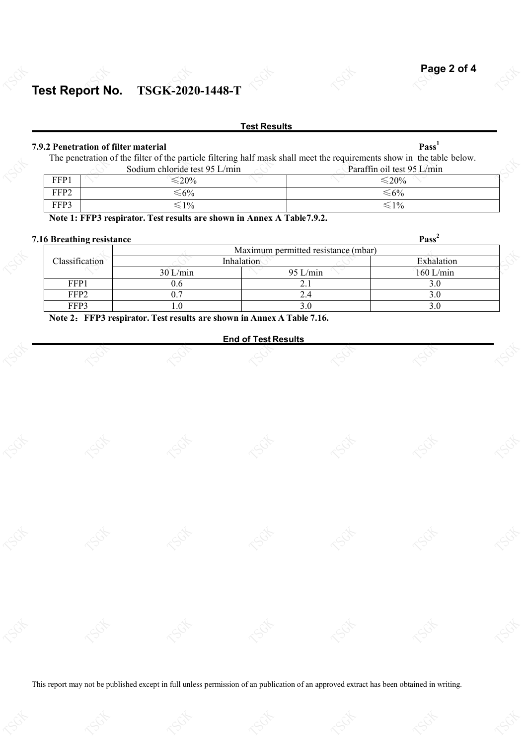# Test Report No. TSGK-2020-1448-T

**Test Results**

**7.9.2 Penetration of filter material** **Pass[1]**

The penetration of the filter of the particle filtering half mask shall meet the requirements show in the table below.

| | Sodium chloride test 95 L/min | Paraffin oil test 95 L/min |
|---|---|---|
| FFP1 | ≤20% | ≤20% |
| FFP2 | ≤6% | ≤6% |
| FFP3 | ≤1% | ≤1% |

**Note 1: FFP3 respirator. Test results are shown in Annex A Table7.9.2.**

**7.16 Breathing resistance** **Pass[2]**

| Classification | Maximum permitted resistance (mbar) | | |
|---|---|---|---|
| | Inhalation | | Exhalation |
| | 30 L/min | 95 L/min | 160 L/min |
| FFP1 | 0.6 | 2.1 | 3.0 |
| FFP2 | 0.7 | 2.4 | 3.0 |
| FFP3 | 1.0 | 3.0 | 3.0 |

**Note 2：FFP3 respirator. Test results are shown in Annex A Table 7.16.**

**End of Test Results**

This report may not be published except in full unless permission of an publication of an approved extract has been obtained in writing.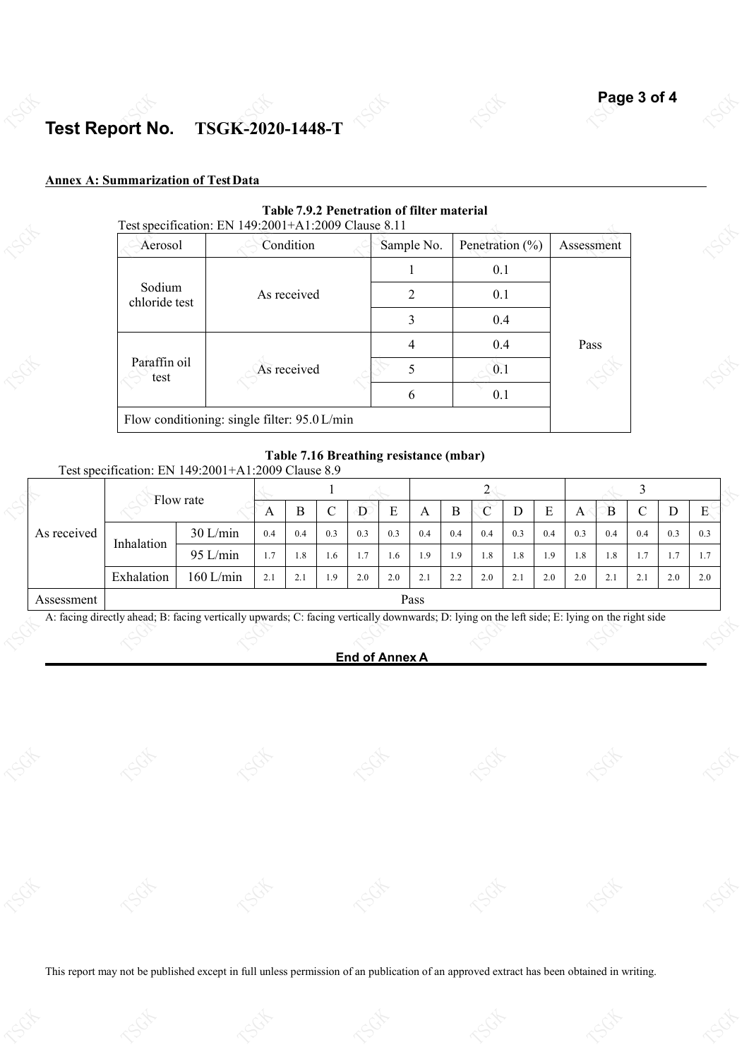# Test Report No. TSGK-2020-1448-T

**Annex A: Summarization of Test Data**

**Table 7.9.2 Penetration of filter material**

Test specification: EN 149:2001+A1:2009 Clause 8.11

| Aerosol | Condition | Sample No. | Penetration (%) | Assessment |
|---|---|---|---|---|
| Sodium chloride test | As received | 1 | 0.1 | Pass |
| | | 2 | 0.1 | |
| | | 3 | 0.4 | |
| Paraffin oil test | As received | 4 | 0.4 | |
| | | 5 | 0.1 | |
| | | 6 | 0.1 | |
| Flow conditioning: single filter: 95.0 L/min | | | | |

**Table 7.16 Breathing resistance (mbar)**

Test specification: EN 149:2001+A1:2009 Clause 8.9

| | Flow rate | | 1 | | | | | 2 | | | | | 3 | | | | |
|---|---|---|---|---|---|---|---|---|---|---|---|---|---|---|---|---|---|
| | | | A | B | C | D | E | A | B | C | D | E | A | B | C | D | E |
| As received | Inhalation | 30 L/min | 0.4 | 0.4 | 0.3 | 0.3 | 0.3 | 0.4 | 0.4 | 0.4 | 0.3 | 0.4 | 0.3 | 0.4 | 0.4 | 0.3 | 0.3 |
| | | 95 L/min | 1.7 | 1.8 | 1.6 | 1.7 | 1.6 | 1.9 | 1.9 | 1.8 | 1.8 | 1.9 | 1.8 | 1.8 | 1.7 | 1.7 | 1.7 |
| | Exhalation | 160 L/min | 2.1 | 2.1 | 1.9 | 2.0 | 2.0 | 2.1 | 2.2 | 2.0 | 2.1 | 2.0 | 2.0 | 2.1 | 2.1 | 2.0 | 2.0 |
| Assessment | Pass | | | | | | | | | | | | | | | | |

A: facing directly ahead; B: facing vertically upwards; C: facing vertically downwards; D: lying on the left side; E: lying on the right side

**End of Annex A**

This report may not be published except in full unless permission of an publication of an approved extract has been obtained in writing.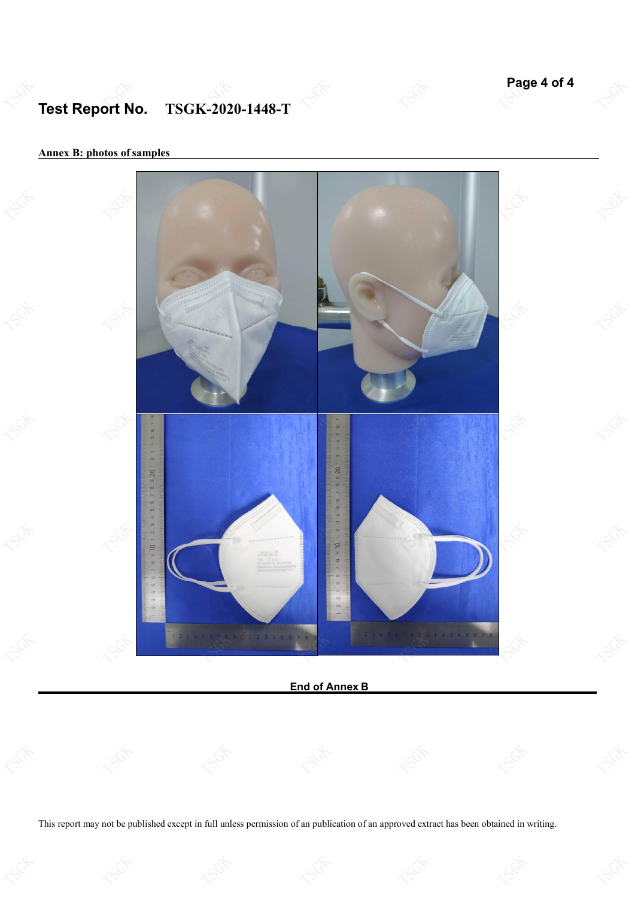Test Report No. TSGK-2020-1448-T

**Annex B: photos of samples**

**End of Annex B**

This report may not be published except in full unless permission of an publication of an approved extract has been obtained in writing.